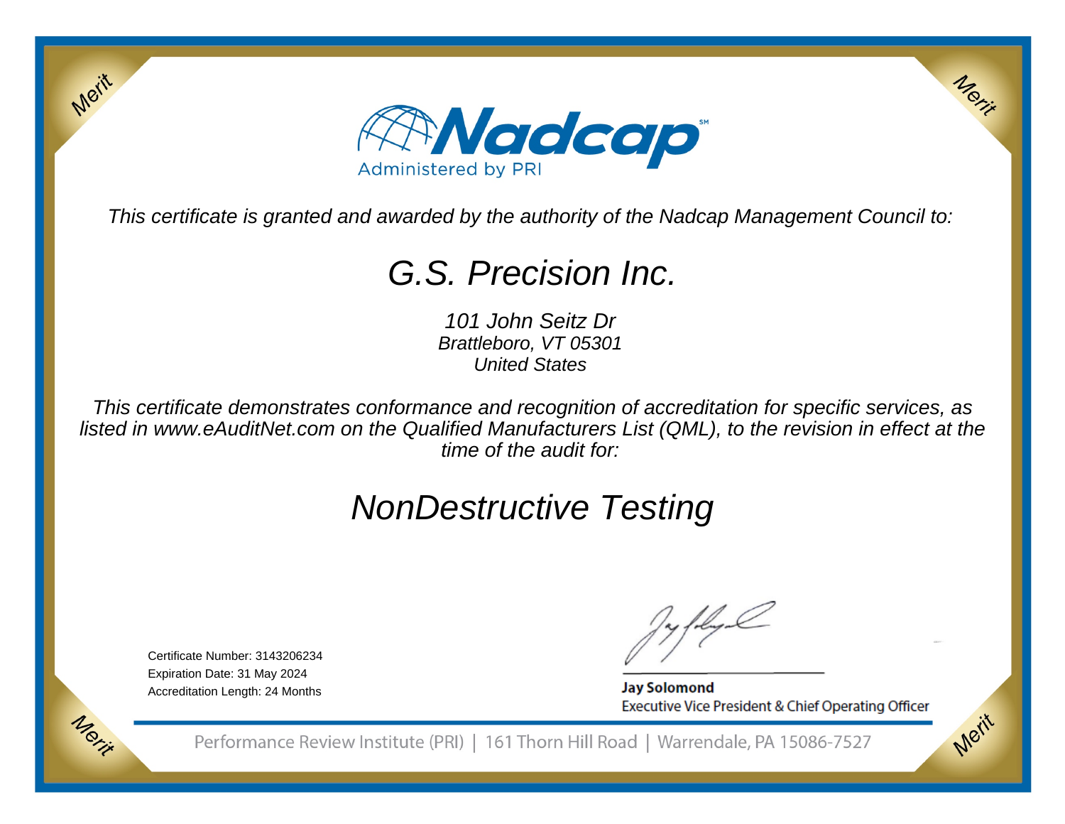Nadcap

Administered by PRI

*This certificate is granted and awarded by the authority of the Nadcap Management Council to:*

# G.S. Precision Inc.

*101 John Seitz Dr*
*Brattleboro, VT 05301*
*United States*

*This certificate demonstrates conformance and recognition of accreditation for specific services, as listed in www.eAuditNet.com on the Qualified Manufacturers List (QML), to the revision in effect at the time of the audit for:*

## NonDestructive Testing

Certificate Number: 3143206234
Expiration Date: 31 May 2024
Accreditation Length: 24 Months

**Jay Solomond**
Executive Vice President & Chief Operating Officer

Performance Review Institute (PRI) | 161 Thorn Hill Road | Warrendale, PA 15086-7527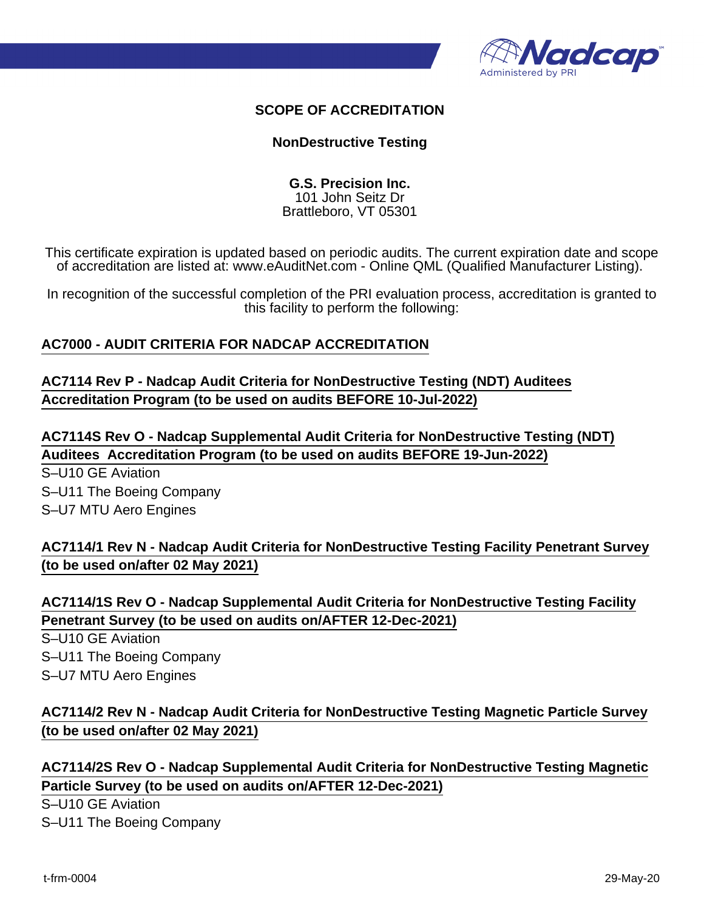# SCOPE OF ACCREDITATION

## NonDestructive Testing

**G.S. Precision Inc.**
101 John Seitz Dr
Brattleboro, VT 05301

This certificate expiration is updated based on periodic audits. The current expiration date and scope of accreditation are listed at: www.eAuditNet.com - Online QML (Qualified Manufacturer Listing).

In recognition of the successful completion of the PRI evaluation process, accreditation is granted to this facility to perform the following:

**AC7000 - AUDIT CRITERIA FOR NADCAP ACCREDITATION**

**AC7114 Rev P - Nadcap Audit Criteria for NonDestructive Testing (NDT) Auditees Accreditation Program (to be used on audits BEFORE 10-Jul-2022)**

**AC7114S Rev O - Nadcap Supplemental Audit Criteria for NonDestructive Testing (NDT) Auditees Accreditation Program (to be used on audits BEFORE 19-Jun-2022)**

S–U10 GE Aviation
S–U11 The Boeing Company
S–U7 MTU Aero Engines

**AC7114/1 Rev N - Nadcap Audit Criteria for NonDestructive Testing Facility Penetrant Survey (to be used on/after 02 May 2021)**

**AC7114/1S Rev O - Nadcap Supplemental Audit Criteria for NonDestructive Testing Facility Penetrant Survey (to be used on audits on/AFTER 12-Dec-2021)**

S–U10 GE Aviation
S–U11 The Boeing Company
S–U7 MTU Aero Engines

**AC7114/2 Rev N - Nadcap Audit Criteria for NonDestructive Testing Magnetic Particle Survey (to be used on/after 02 May 2021)**

**AC7114/2S Rev O - Nadcap Supplemental Audit Criteria for NonDestructive Testing Magnetic Particle Survey (to be used on audits on/AFTER 12-Dec-2021)**

S–U10 GE Aviation
S–U11 The Boeing Company

t-frm-0004 29-May-20